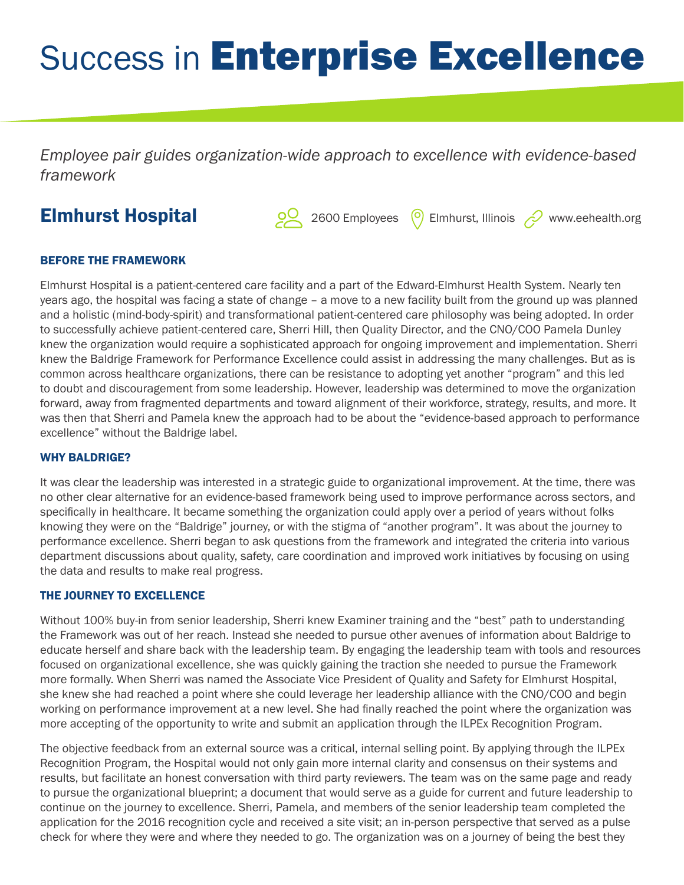# Success in **Enterprise Excellence**

*Employee pair guides organization-wide approach to excellence with evidence-based framework*

## Elmhurst Hospital

2600 Employees | Elmhurst, Illinois | www.eehealth.org

### BEFORE THE FRAMEWORK

Elmhurst Hospital is a patient-centered care facility and a part of the Edward-Elmhurst Health System. Nearly ten years ago, the hospital was facing a state of change – a move to a new facility built from the ground up was planned and a holistic (mind-body-spirit) and transformational patient-centered care philosophy was being adopted. In order to successfully achieve patient-centered care, Sherri Hill, then Quality Director, and the CNO/COO Pamela Dunley knew the organization would require a sophisticated approach for ongoing improvement and implementation. Sherri knew the Baldrige Framework for Performance Excellence could assist in addressing the many challenges. But as is common across healthcare organizations, there can be resistance to adopting yet another "program" and this led to doubt and discouragement from some leadership. However, leadership was determined to move the organization forward, away from fragmented departments and toward alignment of their workforce, strategy, results, and more. It was then that Sherri and Pamela knew the approach had to be about the "evidence-based approach to performance excellence" without the Baldrige label.

### WHY BALDRIGE?

It was clear the leadership was interested in a strategic guide to organizational improvement. At the time, there was no other clear alternative for an evidence-based framework being used to improve performance across sectors, and specifically in healthcare. It became something the organization could apply over a period of years without folks knowing they were on the "Baldrige" journey, or with the stigma of "another program". It was about the journey to performance excellence. Sherri began to ask questions from the framework and integrated the criteria into various department discussions about quality, safety, care coordination and improved work initiatives by focusing on using the data and results to make real progress.

### THE JOURNEY TO EXCELLENCE

Without 100% buy-in from senior leadership, Sherri knew Examiner training and the "best" path to understanding the Framework was out of her reach. Instead she needed to pursue other avenues of information about Baldrige to educate herself and share back with the leadership team. By engaging the leadership team with tools and resources focused on organizational excellence, she was quickly gaining the traction she needed to pursue the Framework more formally. When Sherri was named the Associate Vice President of Quality and Safety for Elmhurst Hospital, she knew she had reached a point where she could leverage her leadership alliance with the CNO/COO and begin working on performance improvement at a new level. She had finally reached the point where the organization was more accepting of the opportunity to write and submit an application through the ILPEx Recognition Program.

The objective feedback from an external source was a critical, internal selling point. By applying through the ILPEx Recognition Program, the Hospital would not only gain more internal clarity and consensus on their systems and results, but facilitate an honest conversation with third party reviewers. The team was on the same page and ready to pursue the organizational blueprint; a document that would serve as a guide for current and future leadership to continue on the journey to excellence. Sherri, Pamela, and members of the senior leadership team completed the application for the 2016 recognition cycle and received a site visit; an in-person perspective that served as a pulse check for where they were and where they needed to go. The organization was on a journey of being the best they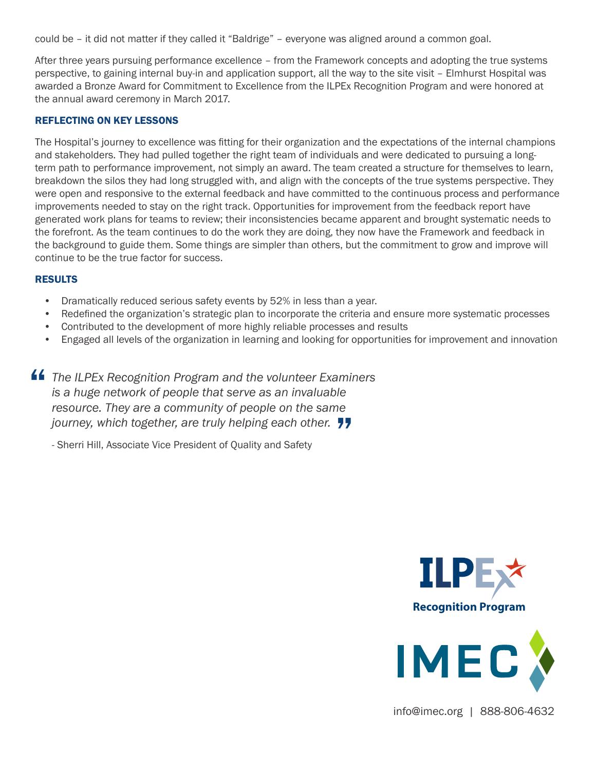could be – it did not matter if they called it "Baldrige" – everyone was aligned around a common goal.

After three years pursuing performance excellence – from the Framework concepts and adopting the true systems perspective, to gaining internal buy-in and application support, all the way to the site visit – Elmhurst Hospital was awarded a Bronze Award for Commitment to Excellence from the ILPEx Recognition Program and were honored at the annual award ceremony in March 2017.

## REFLECTING ON KEY LESSONS

The Hospital's journey to excellence was fitting for their organization and the expectations of the internal champions and stakeholders. They had pulled together the right team of individuals and were dedicated to pursuing a long-term path to performance improvement, not simply an award. The team created a structure for themselves to learn, breakdown the silos they had long struggled with, and align with the concepts of the true systems perspective. They were open and responsive to the external feedback and have committed to the continuous process and performance improvements needed to stay on the right track. Opportunities for improvement from the feedback report have generated work plans for teams to review; their inconsistencies became apparent and brought systematic needs to the forefront. As the team continues to do the work they are doing, they now have the Framework and feedback in the background to guide them. Some things are simpler than others, but the commitment to grow and improve will continue to be the true factor for success.

## RESULTS

- Dramatically reduced serious safety events by 52% in less than a year.
- Redefined the organization's strategic plan to incorporate the criteria and ensure more systematic processes
- Contributed to the development of more highly reliable processes and results
- Engaged all levels of the organization in learning and looking for opportunities for improvement and innovation

> *"The ILPEx Recognition Program and the volunteer Examiners is a huge network of people that serve as an invaluable resource. They are a community of people on the same journey, which together, are truly helping each other."*
>
> \- Sherri Hill, Associate Vice President of Quality and Safety

ILPEx Recognition Program

IMEC

info@imec.org | 888-806-4632